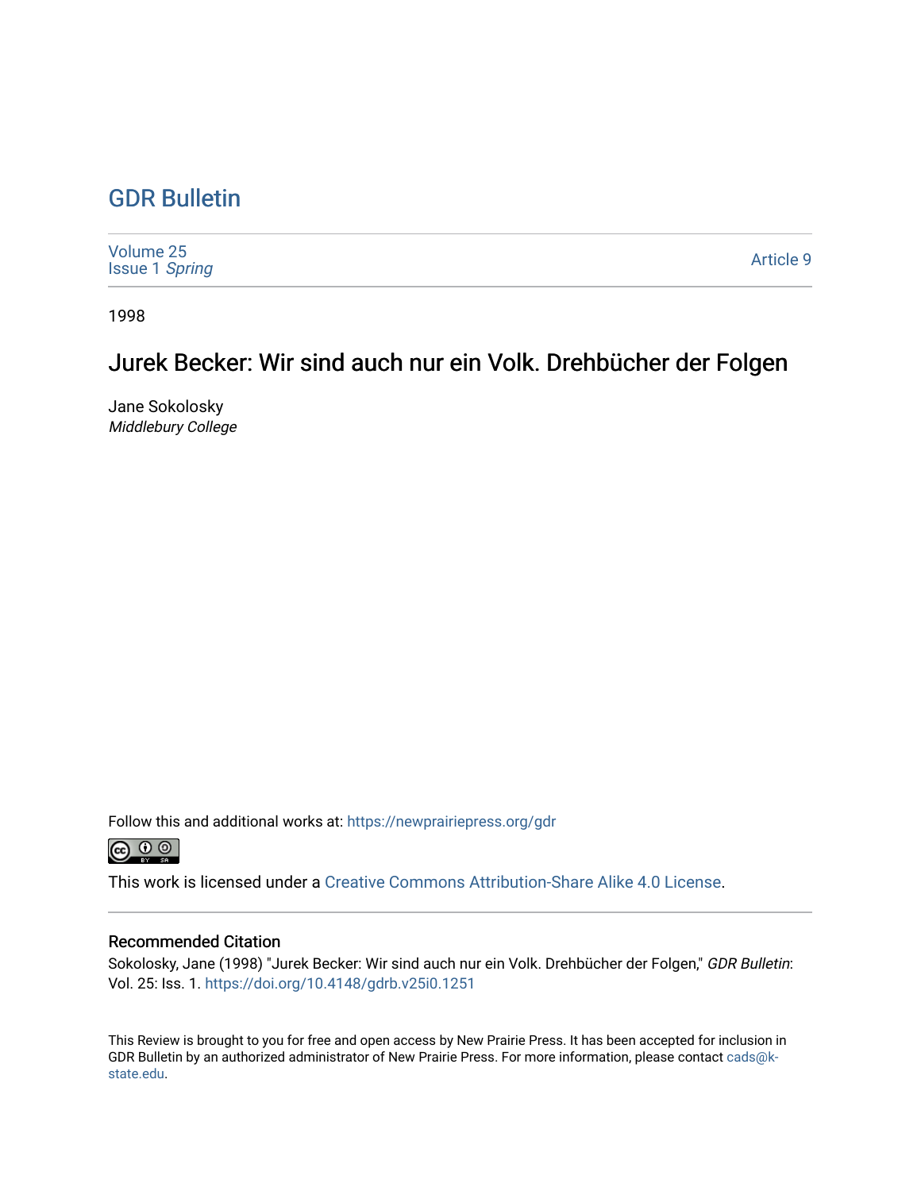# GDR Bulletin

Volume 25
Issue 1 *Spring*

Article 9

1998

## Jurek Becker: Wir sind auch nur ein Volk. Drehbücher der Folgen

Jane Sokolosky
*Middlebury College*

Follow this and additional works at: https://newprairiepress.org/gdr

This work is licensed under a Creative Commons Attribution-Share Alike 4.0 License.

### Recommended Citation

Sokolosky, Jane (1998) "Jurek Becker: Wir sind auch nur ein Volk. Drehbücher der Folgen," *GDR Bulletin*: Vol. 25: Iss. 1. https://doi.org/10.4148/gdrb.v25i0.1251

This Review is brought to you for free and open access by New Prairie Press. It has been accepted for inclusion in GDR Bulletin by an authorized administrator of New Prairie Press. For more information, please contact cads@k-state.edu.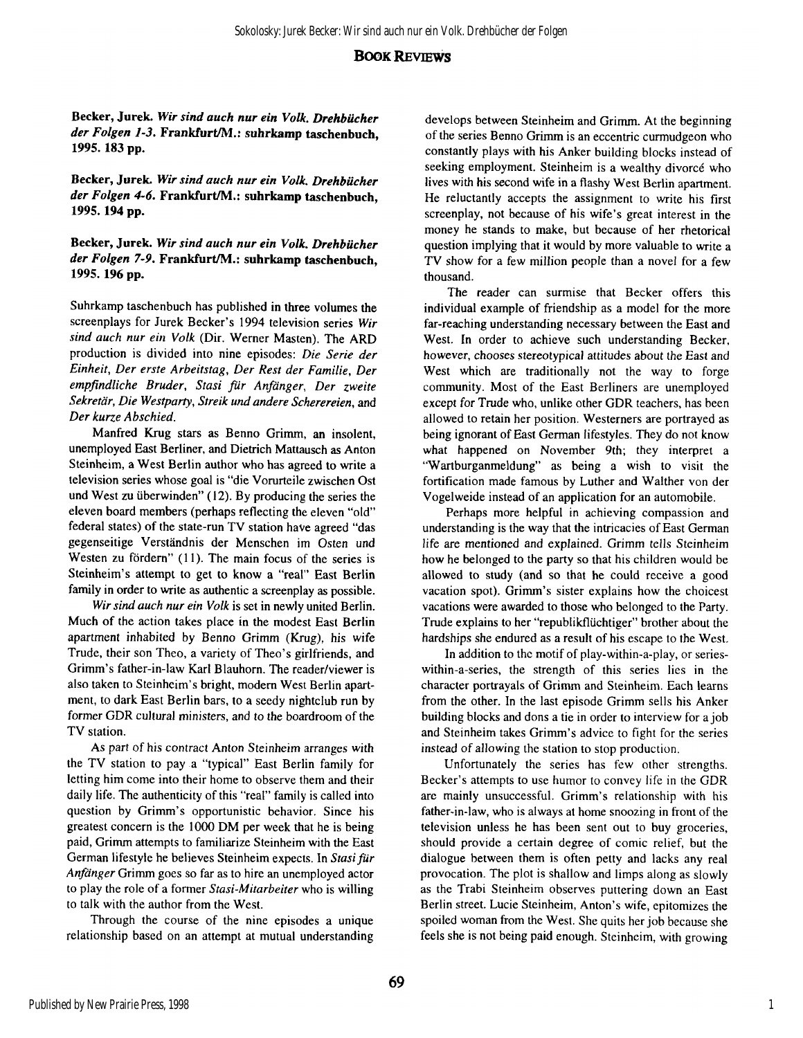## Book Reviews

**Becker, Jurek. *Wir sind auch nur ein Volk. Drehbücher der Folgen 1-3.* Frankfurt/M.: suhrkamp taschenbuch, 1995. 183 pp.**

**Becker, Jurek. *Wir sind auch nur ein Volk. Drehbücher der Folgen 4-6.* Frankfurt/M.: suhrkamp taschenbuch, 1995. 194 pp.**

**Becker, Jurek. *Wir sind auch nur ein Volk. Drehbücher der Folgen 7-9.* Frankfurt/M.: suhrkamp taschenbuch, 1995. 196 pp.**

Suhrkamp taschenbuch has published in three volumes the screenplays for Jurek Becker's 1994 television series *Wir sind auch nur ein Volk* (Dir. Werner Masten). The ARD production is divided into nine episodes: *Die Serie der Einheit, Der erste Arbeitstag, Der Rest der Familie, Der empfindliche Bruder, Stasi für Anfänger, Der zweite Sekretär, Die Westparty, Streik und andere Scherereien,* and *Der kurze Abschied.*

Manfred Krug stars as Benno Grimm, an insolent, unemployed East Berliner, and Dietrich Mattausch as Anton Steinheim, a West Berlin author who has agreed to write a television series whose goal is "die Vorurteile zwischen Ost und West zu überwinden" (12). By producing the series the eleven board members (perhaps reflecting the eleven "old" federal states) of the state-run TV station have agreed "das gegenseitige Verständnis der Menschen im Osten und Westen zu fördern" (11). The main focus of the series is Steinheim's attempt to get to know a "real" East Berlin family in order to write as authentic a screenplay as possible.

*Wir sind auch nur ein Volk* is set in newly united Berlin. Much of the action takes place in the modest East Berlin apartment inhabited by Benno Grimm (Krug), his wife Trude, their son Theo, a variety of Theo's girlfriends, and Grimm's father-in-law Karl Blauhorn. The reader/viewer is also taken to Steinheim's bright, modern West Berlin apartment, to dark East Berlin bars, to a seedy nightclub run by former GDR cultural ministers, and to the boardroom of the TV station.

As part of his contract Anton Steinheim arranges with the TV station to pay a "typical" East Berlin family for letting him come into their home to observe them and their daily life. The authenticity of this "real" family is called into question by Grimm's opportunistic behavior. Since his greatest concern is the 1000 DM per week that he is being paid, Grimm attempts to familiarize Steinheim with the East German lifestyle he believes Steinheim expects. In *Stasi für Anfänger* Grimm goes so far as to hire an unemployed actor to play the role of a former *Stasi-Mitarbeiter* who is willing to talk with the author from the West.

Through the course of the nine episodes a unique relationship based on an attempt at mutual understanding develops between Steinheim and Grimm. At the beginning of the series Benno Grimm is an eccentric curmudgeon who constantly plays with his Anker building blocks instead of seeking employment. Steinheim is a wealthy divorcé who lives with his second wife in a flashy West Berlin apartment. He reluctantly accepts the assignment to write his first screenplay, not because of his wife's great interest in the money he stands to make, but because of her rhetorical question implying that it would by more valuable to write a TV show for a few million people than a novel for a few thousand.

The reader can surmise that Becker offers this individual example of friendship as a model for the more far-reaching understanding necessary between the East and West. In order to achieve such understanding Becker, however, chooses stereotypical attitudes about the East and West which are traditionally not the way to forge community. Most of the East Berliners are unemployed except for Trude who, unlike other GDR teachers, has been allowed to retain her position. Westerners are portrayed as being ignorant of East German lifestyles. They do not know what happened on November 9th; they interpret a "Wartburganmeldung" as being a wish to visit the fortification made famous by Luther and Walther von der Vogelweide instead of an application for an automobile.

Perhaps more helpful in achieving compassion and understanding is the way that the intricacies of East German life are mentioned and explained. Grimm tells Steinheim how he belonged to the party so that his children would be allowed to study (and so that he could receive a good vacation spot). Grimm's sister explains how the choicest vacations were awarded to those who belonged to the Party. Trude explains to her "republikflüchtiger" brother about the hardships she endured as a result of his escape to the West.

In addition to the motif of play-within-a-play, or series-within-a-series, the strength of this series lies in the character portrayals of Grimm and Steinheim. Each learns from the other. In the last episode Grimm sells his Anker building blocks and dons a tie in order to interview for a job and Steinheim takes Grimm's advice to fight for the series instead of allowing the station to stop production.

Unfortunately the series has few other strengths. Becker's attempts to use humor to convey life in the GDR are mainly unsuccessful. Grimm's relationship with his father-in-law, who is always at home snoozing in front of the television unless he has been sent out to buy groceries, should provide a certain degree of comic relief, but the dialogue between them is often petty and lacks any real provocation. The plot is shallow and limps along as slowly as the Trabi Steinheim observes puttering down an East Berlin street. Lucie Steinheim, Anton's wife, epitomizes the spoiled woman from the West. She quits her job because she feels she is not being paid enough. Steinheim, with growing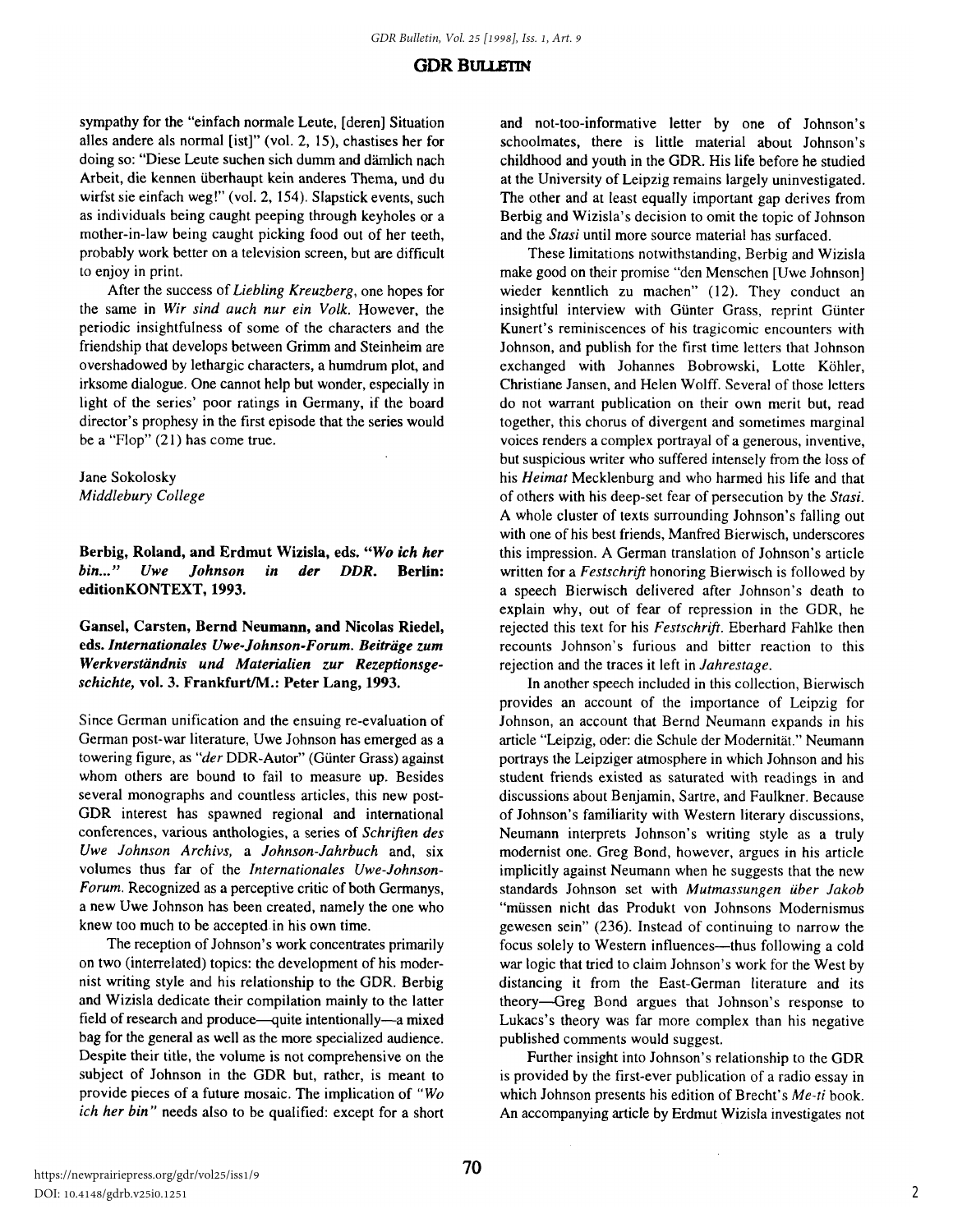sympathy for the "einfach normale Leute, [deren] Situation alles andere als normal [ist]" (vol. 2, 15), chastises her for doing so: "Diese Leute suchen sich dumm and dämlich nach Arbeit, die kennen überhaupt kein anderes Thema, und du wirfst sie einfach weg!" (vol. 2, 154). Slapstick events, such as individuals being caught peeping through keyholes or a mother-in-law being caught picking food out of her teeth, probably work better on a television screen, but are difficult to enjoy in print.

After the success of *Liebling Kreuzberg*, one hopes for the same in *Wir sind auch nur ein Volk*. However, the periodic insightfulness of some of the characters and the friendship that develops between Grimm and Steinheim are overshadowed by lethargic characters, a humdrum plot, and irksome dialogue. One cannot help but wonder, especially in light of the series' poor ratings in Germany, if the board director's prophesy in the first episode that the series would be a "Flop" (21) has come true.

Jane Sokolosky
*Middlebury College*

**Berbig, Roland, and Erdmut Wizisla, eds. *"Wo ich her bin..." Uwe Johnson in der DDR*. Berlin: editionKONTEXT, 1993.**

**Gansel, Carsten, Bernd Neumann, and Nicolas Riedel, eds. *Internationales Uwe-Johnson-Forum. Beiträge zum Werkverständnis und Materialien zur Rezeptionsgeschichte*, vol. 3. Frankfurt/M.: Peter Lang, 1993.**

Since German unification and the ensuing re-evaluation of German post-war literature, Uwe Johnson has emerged as a towering figure, as "*der* DDR-Autor" (Günter Grass) against whom others are bound to fail to measure up. Besides several monographs and countless articles, this new post-GDR interest has spawned regional and international conferences, various anthologies, a series of *Schriften des Uwe Johnson Archivs*, a *Johnson-Jahrbuch* and, six volumes thus far of the *Internationales Uwe-Johnson-Forum*. Recognized as a perceptive critic of both Germanys, a new Uwe Johnson has been created, namely the one who knew too much to be accepted in his own time.

The reception of Johnson's work concentrates primarily on two (interrelated) topics: the development of his modernist writing style and his relationship to the GDR. Berbig and Wizisla dedicate their compilation mainly to the latter field of research and produce—quite intentionally—a mixed bag for the general as well as the more specialized audience. Despite their title, the volume is not comprehensive on the subject of Johnson in the GDR but, rather, is meant to provide pieces of a future mosaic. The implication of *"Wo ich her bin"* needs also to be qualified: except for a short and not-too-informative letter by one of Johnson's schoolmates, there is little material about Johnson's childhood and youth in the GDR. His life before he studied at the University of Leipzig remains largely uninvestigated. The other and at least equally important gap derives from Berbig and Wizisla's decision to omit the topic of Johnson and the *Stasi* until more source material has surfaced.

These limitations notwithstanding, Berbig and Wizisla make good on their promise "den Menschen [Uwe Johnson] wieder kenntlich zu machen" (12). They conduct an insightful interview with Günter Grass, reprint Günter Kunert's reminiscences of his tragicomic encounters with Johnson, and publish for the first time letters that Johnson exchanged with Johannes Bobrowski, Lotte Köhler, Christiane Jansen, and Helen Wolff. Several of those letters do not warrant publication on their own merit but, read together, this chorus of divergent and sometimes marginal voices renders a complex portrayal of a generous, inventive, but suspicious writer who suffered intensely from the loss of his *Heimat* Mecklenburg and who harmed his life and that of others with his deep-set fear of persecution by the *Stasi*. A whole cluster of texts surrounding Johnson's falling out with one of his best friends, Manfred Bierwisch, underscores this impression. A German translation of Johnson's article written for a *Festschrift* honoring Bierwisch is followed by a speech Bierwisch delivered after Johnson's death to explain why, out of fear of repression in the GDR, he rejected this text for his *Festschrift*. Eberhard Fahlke then recounts Johnson's furious and bitter reaction to this rejection and the traces it left in *Jahrestage*.

In another speech included in this collection, Bierwisch provides an account of the importance of Leipzig for Johnson, an account that Bernd Neumann expands in his article "Leipzig, oder: die Schule der Modernität." Neumann portrays the Leipziger atmosphere in which Johnson and his student friends existed as saturated with readings in and discussions about Benjamin, Sartre, and Faulkner. Because of Johnson's familiarity with Western literary discussions, Neumann interprets Johnson's writing style as a truly modernist one. Greg Bond, however, argues in his article implicitly against Neumann when he suggests that the new standards Johnson set with *Mutmassungen über Jakob* "müssen nicht das Produkt von Johnsons Modernismus gewesen sein" (236). Instead of continuing to narrow the focus solely to Western influences—thus following a cold war logic that tried to claim Johnson's work for the West by distancing it from the East-German literature and its theory—Greg Bond argues that Johnson's response to Lukacs's theory was far more complex than his negative published comments would suggest.

Further insight into Johnson's relationship to the GDR is provided by the first-ever publication of a radio essay in which Johnson presents his edition of Brecht's *Me-ti* book. An accompanying article by Erdmut Wizisla investigates not